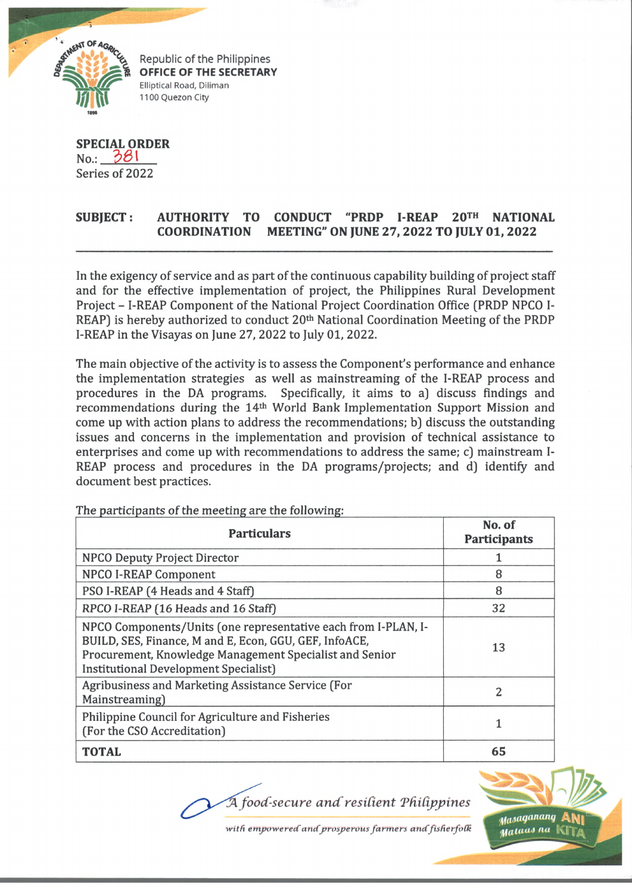Republic of the Philippines
**OFFICE OF THE SECRETARY**
Elliptical Road, Diliman
1100 Quezon City

**SPECIAL ORDER**
No.: 381
Series of 2022

**SUBJECT : AUTHORITY TO CONDUCT "PRDP I-REAP 20TH NATIONAL COORDINATION MEETING" ON JUNE 27, 2022 TO JULY 01, 2022**

---

In the exigency of service and as part of the continuous capability building of project staff and for the effective implementation of project, the Philippines Rural Development Project – I-REAP Component of the National Project Coordination Office (PRDP NPCO I-REAP) is hereby authorized to conduct 20th National Coordination Meeting of the PRDP I-REAP in the Visayas on June 27, 2022 to July 01, 2022.

The main objective of the activity is to assess the Component's performance and enhance the implementation strategies as well as mainstreaming of the I-REAP process and procedures in the DA programs. Specifically, it aims to a) discuss findings and recommendations during the 14th World Bank Implementation Support Mission and come up with action plans to address the recommendations; b) discuss the outstanding issues and concerns in the implementation and provision of technical assistance to enterprises and come up with recommendations to address the same; c) mainstream I-REAP process and procedures in the DA programs/projects; and d) identify and document best practices.

The participants of the meeting are the following:

| Particulars | No. of Participants |
|---|---|
| NPCO Deputy Project Director | 1 |
| NPCO I-REAP Component | 8 |
| PSO I-REAP (4 Heads and 4 Staff) | 8 |
| RPCO I-REAP (16 Heads and 16 Staff) | 32 |
| NPCO Components/Units (one representative each from I-PLAN, I-BUILD, SES, Finance, M and E, Econ, GGU, GEF, InfoACE, Procurement, Knowledge Management Specialist and Senior Institutional Development Specialist) | 13 |
| Agribusiness and Marketing Assistance Service (For Mainstreaming) | 2 |
| Philippine Council for Agriculture and Fisheries (For the CSO Accreditation) | 1 |
| **TOTAL** | **65** |

*A food-secure and resilient Philippines with empowered and prosperous farmers and fisherfolk*

Masaganang ANI Mataas na KITA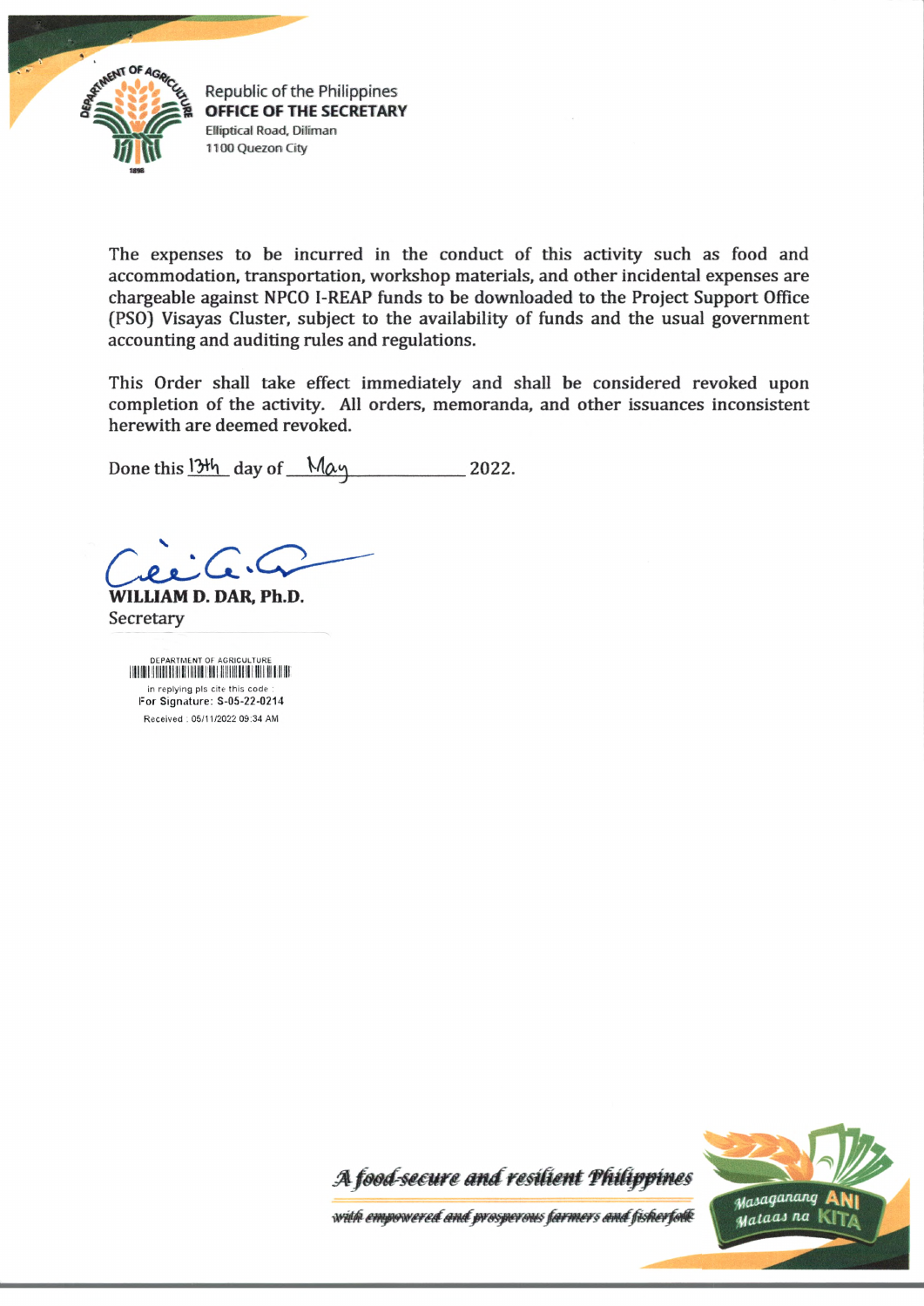Republic of the Philippines
**OFFICE OF THE SECRETARY**
Elliptical Road, Diliman
1100 Quezon City

The expenses to be incurred in the conduct of this activity such as food and accommodation, transportation, workshop materials, and other incidental expenses are chargeable against NPCO I-REAP funds to be downloaded to the Project Support Office (PSO) Visayas Cluster, subject to the availability of funds and the usual government accounting and auditing rules and regulations.

This Order shall take effect immediately and shall be considered revoked upon completion of the activity. All orders, memoranda, and other issuances inconsistent herewith are deemed revoked.

Done this 13th day of May 2022.

**WILLIAM D. DAR, Ph.D.**
Secretary

DEPARTMENT OF AGRICULTURE
in replying pls cite this code :
For Signature: S-05-22-0214
Received : 05/11/2022 09:34 AM

*A food-secure and resilient Philippines*
*with empowered and prosperous farmers and fisherfolk*

Masaganang ANI Mataas na KITA